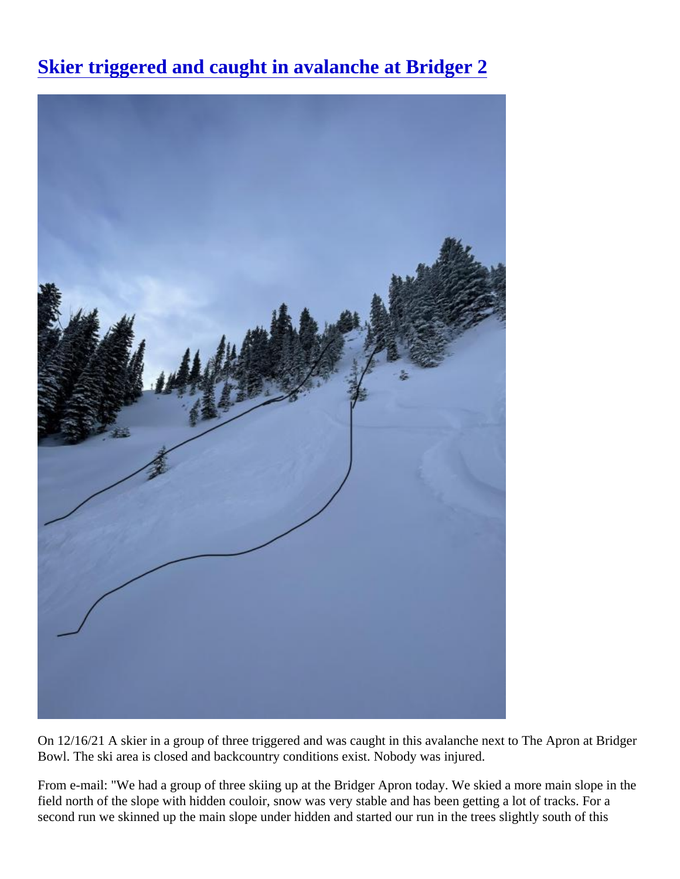# [Skier triggered and caught in avalanche at Bridger 2]

On 12/16/21 A skier in a group of three triggered and was caught in this avalanche next to The Apron at Bridger Bowl. The ski area is closed and backcountry conditions exist. Nobody was injured.

From e-mail: "We had a group of three skiing up at the Bridger Apron today. We skied a more main slope in the field north of the slope with hidden couloir, snow was very stable and has been getting a lot of tracks. For a second run we skinned up the main slope under hidden and started our run in the trees slightly south of this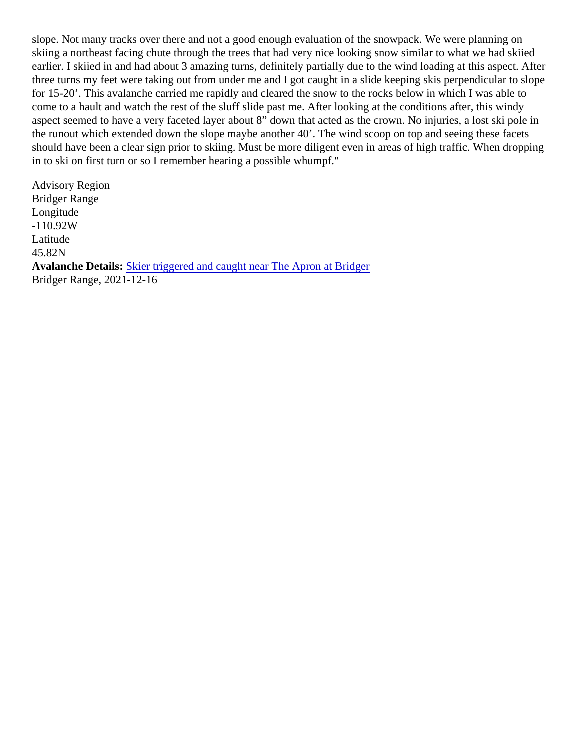slope. Not many tracks over there and not a good enough evaluation of the snowpack. We were planning on skiing a northeast facing chute through the trees that had very nice looking snow similar to what we had skiied earlier. I skiied in and had about 3 amazing turns, definitely partially due to the wind loading at this aspect. After three turns my feet were taking out from under me and I got caught in a slide keeping skis perpendicular to slope for 15-20'. This avalanche carried me rapidly and cleared the snow to the rocks below in which I was able to come to a hault and watch the rest of the sluff slide past me. After looking at the conditions after, this windy aspect seemed to have a very faceted layer about 8" down that acted as the crown. No injuries, a lost ski pole in the runout which extended down the slope maybe another 40'. The wind scoop on top and seeing these facets should have been a clear sign prior to skiing. Must be more diligent even in areas of high traffic. When dropping in to ski on first turn or so I remember hearing a possible whumpf."

Advisory Region
Bridger Range
Longitude
-110.92W
Latitude
45.82N
**Avalanche Details:** Skier triggered and caught near The Apron at Bridger
Bridger Range, 2021-12-16